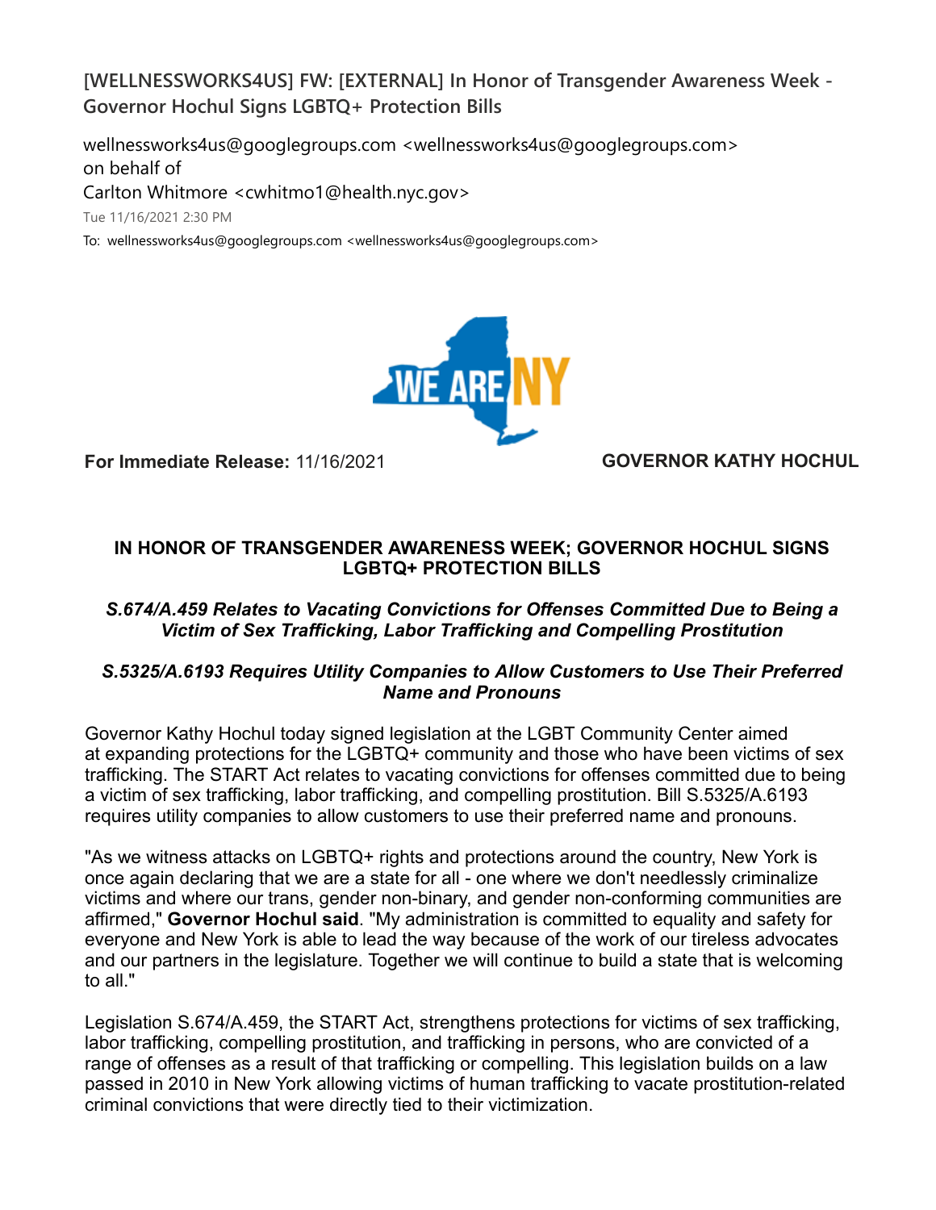# [WELLNESSWORKS4US] FW: [EXTERNAL] In Honor of Transgender Awareness Week - Governor Hochul Signs LGBTQ+ Protection Bills

wellnessworks4us@googlegroups.com <wellnessworks4us@googlegroups.com>
on behalf of
Carlton Whitmore <cwhitmo1@health.nyc.gov>

Tue 11/16/2021 2:30 PM

To: wellnessworks4us@googlegroups.com <wellnessworks4us@googlegroups.com>

WE ARE NY

**For Immediate Release:** 11/16/2021

**GOVERNOR KATHY HOCHUL**

## IN HONOR OF TRANSGENDER AWARENESS WEEK; GOVERNOR HOCHUL SIGNS LGBTQ+ PROTECTION BILLS

### *S.674/A.459 Relates to Vacating Convictions for Offenses Committed Due to Being a Victim of Sex Trafficking, Labor Trafficking and Compelling Prostitution*

### *S.5325/A.6193 Requires Utility Companies to Allow Customers to Use Their Preferred Name and Pronouns*

Governor Kathy Hochul today signed legislation at the LGBT Community Center aimed at expanding protections for the LGBTQ+ community and those who have been victims of sex trafficking. The START Act relates to vacating convictions for offenses committed due to being a victim of sex trafficking, labor trafficking, and compelling prostitution. Bill S.5325/A.6193 requires utility companies to allow customers to use their preferred name and pronouns.

"As we witness attacks on LGBTQ+ rights and protections around the country, New York is once again declaring that we are a state for all - one where we don't needlessly criminalize victims and where our trans, gender non-binary, and gender non-conforming communities are affirmed," **Governor Hochul said**. "My administration is committed to equality and safety for everyone and New York is able to lead the way because of the work of our tireless advocates and our partners in the legislature. Together we will continue to build a state that is welcoming to all."

Legislation S.674/A.459, the START Act, strengthens protections for victims of sex trafficking, labor trafficking, compelling prostitution, and trafficking in persons, who are convicted of a range of offenses as a result of that trafficking or compelling. This legislation builds on a law passed in 2010 in New York allowing victims of human trafficking to vacate prostitution-related criminal convictions that were directly tied to their victimization.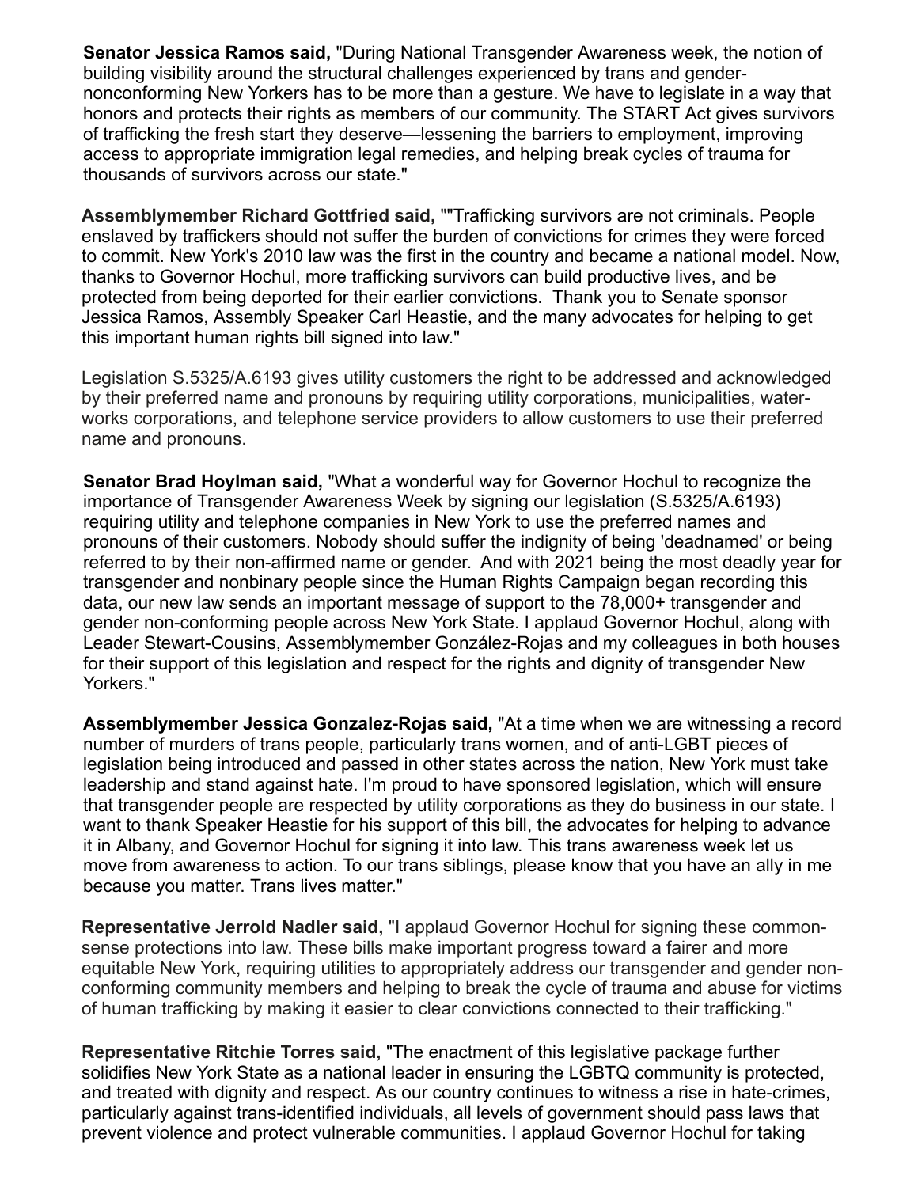**Senator Jessica Ramos said,** "During National Transgender Awareness week, the notion of building visibility around the structural challenges experienced by trans and gender-nonconforming New Yorkers has to be more than a gesture. We have to legislate in a way that honors and protects their rights as members of our community. The START Act gives survivors of trafficking the fresh start they deserve—lessening the barriers to employment, improving access to appropriate immigration legal remedies, and helping break cycles of trauma for thousands of survivors across our state."

**Assemblymember Richard Gottfried said,** ""Trafficking survivors are not criminals. People enslaved by traffickers should not suffer the burden of convictions for crimes they were forced to commit. New York's 2010 law was the first in the country and became a national model. Now, thanks to Governor Hochul, more trafficking survivors can build productive lives, and be protected from being deported for their earlier convictions. Thank you to Senate sponsor Jessica Ramos, Assembly Speaker Carl Heastie, and the many advocates for helping to get this important human rights bill signed into law."

Legislation S.5325/A.6193 gives utility customers the right to be addressed and acknowledged by their preferred name and pronouns by requiring utility corporations, municipalities, water-works corporations, and telephone service providers to allow customers to use their preferred name and pronouns.

**Senator Brad Hoylman said,** "What a wonderful way for Governor Hochul to recognize the importance of Transgender Awareness Week by signing our legislation (S.5325/A.6193) requiring utility and telephone companies in New York to use the preferred names and pronouns of their customers. Nobody should suffer the indignity of being 'deadnamed' or being referred to by their non-affirmed name or gender. And with 2021 being the most deadly year for transgender and nonbinary people since the Human Rights Campaign began recording this data, our new law sends an important message of support to the 78,000+ transgender and gender non-conforming people across New York State. I applaud Governor Hochul, along with Leader Stewart-Cousins, Assemblymember González-Rojas and my colleagues in both houses for their support of this legislation and respect for the rights and dignity of transgender New Yorkers."

**Assemblymember Jessica Gonzalez-Rojas said,** "At a time when we are witnessing a record number of murders of trans people, particularly trans women, and of anti-LGBT pieces of legislation being introduced and passed in other states across the nation, New York must take leadership and stand against hate. I'm proud to have sponsored legislation, which will ensure that transgender people are respected by utility corporations as they do business in our state. I want to thank Speaker Heastie for his support of this bill, the advocates for helping to advance it in Albany, and Governor Hochul for signing it into law. This trans awareness week let us move from awareness to action. To our trans siblings, please know that you have an ally in me because you matter. Trans lives matter."

**Representative Jerrold Nadler said,** "I applaud Governor Hochul for signing these common-sense protections into law. These bills make important progress toward a fairer and more equitable New York, requiring utilities to appropriately address our transgender and gender non-conforming community members and helping to break the cycle of trauma and abuse for victims of human trafficking by making it easier to clear convictions connected to their trafficking."

**Representative Ritchie Torres said,** "The enactment of this legislative package further solidifies New York State as a national leader in ensuring the LGBTQ community is protected, and treated with dignity and respect. As our country continues to witness a rise in hate-crimes, particularly against trans-identified individuals, all levels of government should pass laws that prevent violence and protect vulnerable communities. I applaud Governor Hochul for taking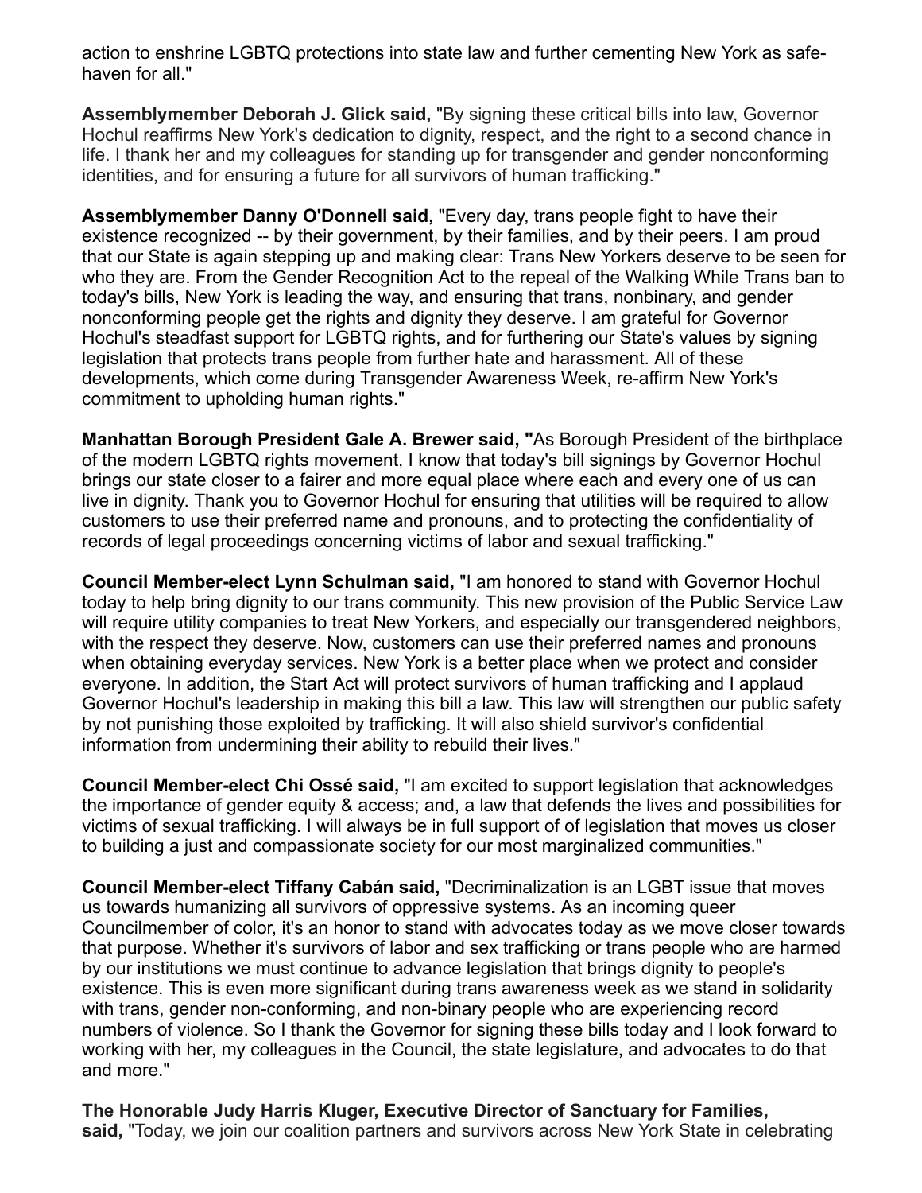action to enshrine LGBTQ protections into state law and further cementing New York as safe-haven for all."

**Assemblymember Deborah J. Glick said,** "By signing these critical bills into law, Governor Hochul reaffirms New York's dedication to dignity, respect, and the right to a second chance in life. I thank her and my colleagues for standing up for transgender and gender nonconforming identities, and for ensuring a future for all survivors of human trafficking."

**Assemblymember Danny O'Donnell said,** "Every day, trans people fight to have their existence recognized -- by their government, by their families, and by their peers. I am proud that our State is again stepping up and making clear: Trans New Yorkers deserve to be seen for who they are. From the Gender Recognition Act to the repeal of the Walking While Trans ban to today's bills, New York is leading the way, and ensuring that trans, nonbinary, and gender nonconforming people get the rights and dignity they deserve. I am grateful for Governor Hochul's steadfast support for LGBTQ rights, and for furthering our State's values by signing legislation that protects trans people from further hate and harassment. All of these developments, which come during Transgender Awareness Week, re-affirm New York's commitment to upholding human rights."

**Manhattan Borough President Gale A. Brewer said, "**As Borough President of the birthplace of the modern LGBTQ rights movement, I know that today's bill signings by Governor Hochul brings our state closer to a fairer and more equal place where each and every one of us can live in dignity. Thank you to Governor Hochul for ensuring that utilities will be required to allow customers to use their preferred name and pronouns, and to protecting the confidentiality of records of legal proceedings concerning victims of labor and sexual trafficking."

**Council Member-elect Lynn Schulman said,** "I am honored to stand with Governor Hochul today to help bring dignity to our trans community. This new provision of the Public Service Law will require utility companies to treat New Yorkers, and especially our transgendered neighbors, with the respect they deserve. Now, customers can use their preferred names and pronouns when obtaining everyday services. New York is a better place when we protect and consider everyone. In addition, the Start Act will protect survivors of human trafficking and I applaud Governor Hochul's leadership in making this bill a law. This law will strengthen our public safety by not punishing those exploited by trafficking. It will also shield survivor's confidential information from undermining their ability to rebuild their lives."

**Council Member-elect Chi Ossé said,** "I am excited to support legislation that acknowledges the importance of gender equity & access; and, a law that defends the lives and possibilities for victims of sexual trafficking. I will always be in full support of of legislation that moves us closer to building a just and compassionate society for our most marginalized communities."

**Council Member-elect Tiffany Cabán said,** "Decriminalization is an LGBT issue that moves us towards humanizing all survivors of oppressive systems. As an incoming queer Councilmember of color, it's an honor to stand with advocates today as we move closer towards that purpose. Whether it's survivors of labor and sex trafficking or trans people who are harmed by our institutions we must continue to advance legislation that brings dignity to people's existence. This is even more significant during trans awareness week as we stand in solidarity with trans, gender non-conforming, and non-binary people who are experiencing record numbers of violence. So I thank the Governor for signing these bills today and I look forward to working with her, my colleagues in the Council, the state legislature, and advocates to do that and more."

**The Honorable Judy Harris Kluger, Executive Director of Sanctuary for Families, said,** "Today, we join our coalition partners and survivors across New York State in celebrating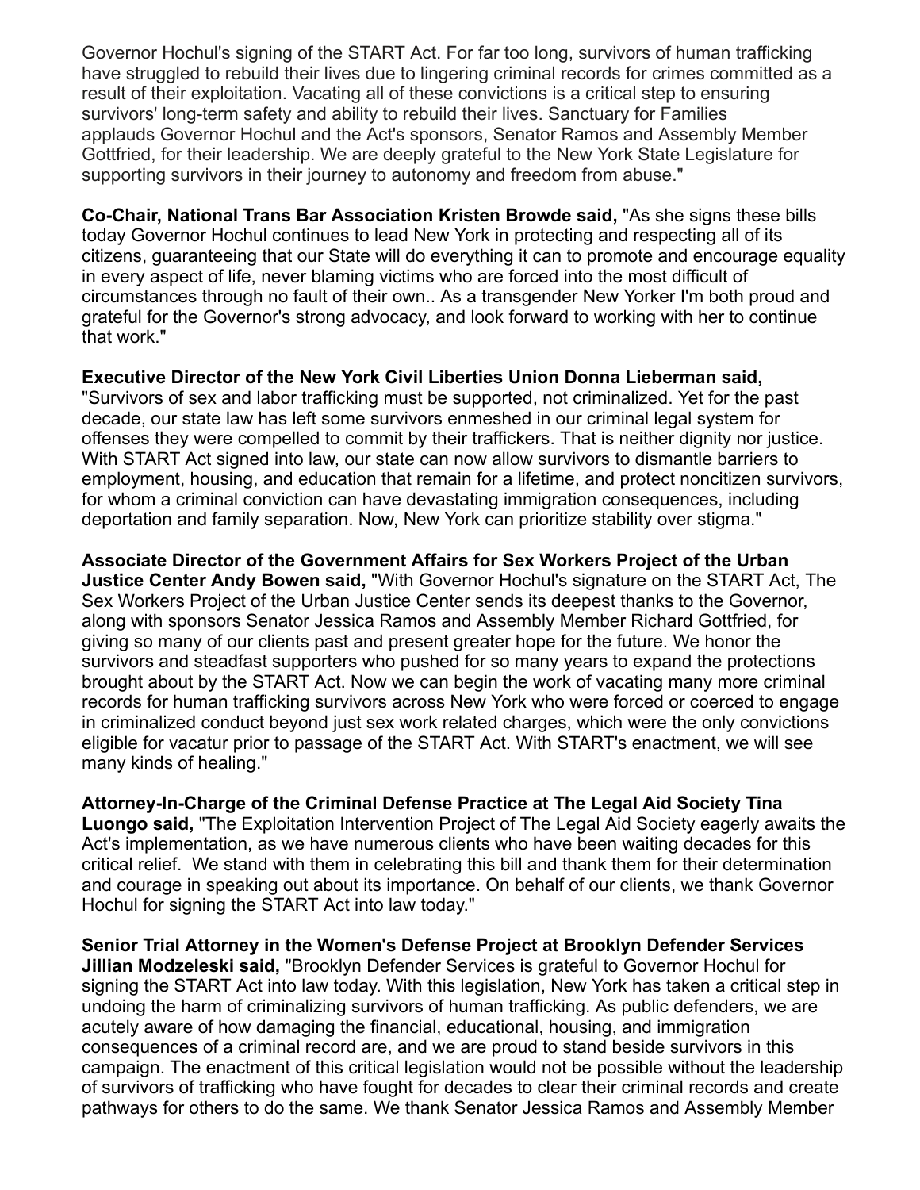Governor Hochul's signing of the START Act. For far too long, survivors of human trafficking have struggled to rebuild their lives due to lingering criminal records for crimes committed as a result of their exploitation. Vacating all of these convictions is a critical step to ensuring survivors' long-term safety and ability to rebuild their lives. Sanctuary for Families applauds Governor Hochul and the Act's sponsors, Senator Ramos and Assembly Member Gottfried, for their leadership. We are deeply grateful to the New York State Legislature for supporting survivors in their journey to autonomy and freedom from abuse."

**Co-Chair, National Trans Bar Association Kristen Browde said,** "As she signs these bills today Governor Hochul continues to lead New York in protecting and respecting all of its citizens, guaranteeing that our State will do everything it can to promote and encourage equality in every aspect of life, never blaming victims who are forced into the most difficult of circumstances through no fault of their own.. As a transgender New Yorker I'm both proud and grateful for the Governor's strong advocacy, and look forward to working with her to continue that work."

**Executive Director of the New York Civil Liberties Union Donna Lieberman said,** "Survivors of sex and labor trafficking must be supported, not criminalized. Yet for the past decade, our state law has left some survivors enmeshed in our criminal legal system for offenses they were compelled to commit by their traffickers. That is neither dignity nor justice. With START Act signed into law, our state can now allow survivors to dismantle barriers to employment, housing, and education that remain for a lifetime, and protect noncitizen survivors, for whom a criminal conviction can have devastating immigration consequences, including deportation and family separation. Now, New York can prioritize stability over stigma."

**Associate Director of the Government Affairs for Sex Workers Project of the Urban Justice Center Andy Bowen said,** "With Governor Hochul's signature on the START Act, The Sex Workers Project of the Urban Justice Center sends its deepest thanks to the Governor, along with sponsors Senator Jessica Ramos and Assembly Member Richard Gottfried, for giving so many of our clients past and present greater hope for the future. We honor the survivors and steadfast supporters who pushed for so many years to expand the protections brought about by the START Act. Now we can begin the work of vacating many more criminal records for human trafficking survivors across New York who were forced or coerced to engage in criminalized conduct beyond just sex work related charges, which were the only convictions eligible for vacatur prior to passage of the START Act. With START's enactment, we will see many kinds of healing."

**Attorney-In-Charge of the Criminal Defense Practice at The Legal Aid Society Tina Luongo said,** "The Exploitation Intervention Project of The Legal Aid Society eagerly awaits the Act's implementation, as we have numerous clients who have been waiting decades for this critical relief. We stand with them in celebrating this bill and thank them for their determination and courage in speaking out about its importance. On behalf of our clients, we thank Governor Hochul for signing the START Act into law today."

**Senior Trial Attorney in the Women's Defense Project at Brooklyn Defender Services Jillian Modzeleski said,** "Brooklyn Defender Services is grateful to Governor Hochul for signing the START Act into law today. With this legislation, New York has taken a critical step in undoing the harm of criminalizing survivors of human trafficking. As public defenders, we are acutely aware of how damaging the financial, educational, housing, and immigration consequences of a criminal record are, and we are proud to stand beside survivors in this campaign. The enactment of this critical legislation would not be possible without the leadership of survivors of trafficking who have fought for decades to clear their criminal records and create pathways for others to do the same. We thank Senator Jessica Ramos and Assembly Member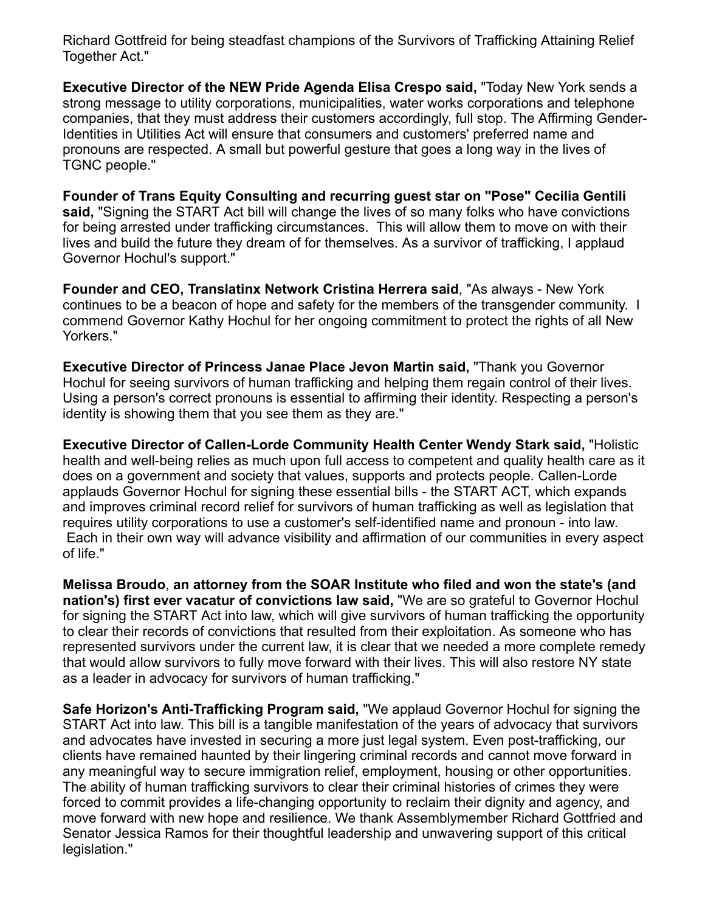Richard Gottfreid for being steadfast champions of the Survivors of Trafficking Attaining Relief Together Act."

**Executive Director of the NEW Pride Agenda Elisa Crespo said,** "Today New York sends a strong message to utility corporations, municipalities, water works corporations and telephone companies, that they must address their customers accordingly, full stop. The Affirming Gender-Identities in Utilities Act will ensure that consumers and customers' preferred name and pronouns are respected. A small but powerful gesture that goes a long way in the lives of TGNC people."

**Founder of Trans Equity Consulting and recurring guest star on "Pose" Cecilia Gentili said,** "Signing the START Act bill will change the lives of so many folks who have convictions for being arrested under trafficking circumstances. This will allow them to move on with their lives and build the future they dream of for themselves. As a survivor of trafficking, I applaud Governor Hochul's support."

**Founder and CEO, Translatinx Network Cristina Herrera said**, "As always - New York continues to be a beacon of hope and safety for the members of the transgender community. I commend Governor Kathy Hochul for her ongoing commitment to protect the rights of all New Yorkers."

**Executive Director of Princess Janae Place Jevon Martin said,** "Thank you Governor Hochul for seeing survivors of human trafficking and helping them regain control of their lives. Using a person's correct pronouns is essential to affirming their identity. Respecting a person's identity is showing them that you see them as they are."

**Executive Director of Callen-Lorde Community Health Center Wendy Stark said,** "Holistic health and well-being relies as much upon full access to competent and quality health care as it does on a government and society that values, supports and protects people. Callen-Lorde applauds Governor Hochul for signing these essential bills - the START ACT, which expands and improves criminal record relief for survivors of human trafficking as well as legislation that requires utility corporations to use a customer's self-identified name and pronoun - into law. Each in their own way will advance visibility and affirmation of our communities in every aspect of life."

**Melissa Broudo**, **an attorney from the SOAR Institute who filed and won the state's (and nation's) first ever vacatur of convictions law said,** "We are so grateful to Governor Hochul for signing the START Act into law, which will give survivors of human trafficking the opportunity to clear their records of convictions that resulted from their exploitation. As someone who has represented survivors under the current law, it is clear that we needed a more complete remedy that would allow survivors to fully move forward with their lives. This will also restore NY state as a leader in advocacy for survivors of human trafficking."

**Safe Horizon's Anti-Trafficking Program said,** "We applaud Governor Hochul for signing the START Act into law. This bill is a tangible manifestation of the years of advocacy that survivors and advocates have invested in securing a more just legal system. Even post-trafficking, our clients have remained haunted by their lingering criminal records and cannot move forward in any meaningful way to secure immigration relief, employment, housing or other opportunities. The ability of human trafficking survivors to clear their criminal histories of crimes they were forced to commit provides a life-changing opportunity to reclaim their dignity and agency, and move forward with new hope and resilience. We thank Assemblymember Richard Gottfried and Senator Jessica Ramos for their thoughtful leadership and unwavering support of this critical legislation."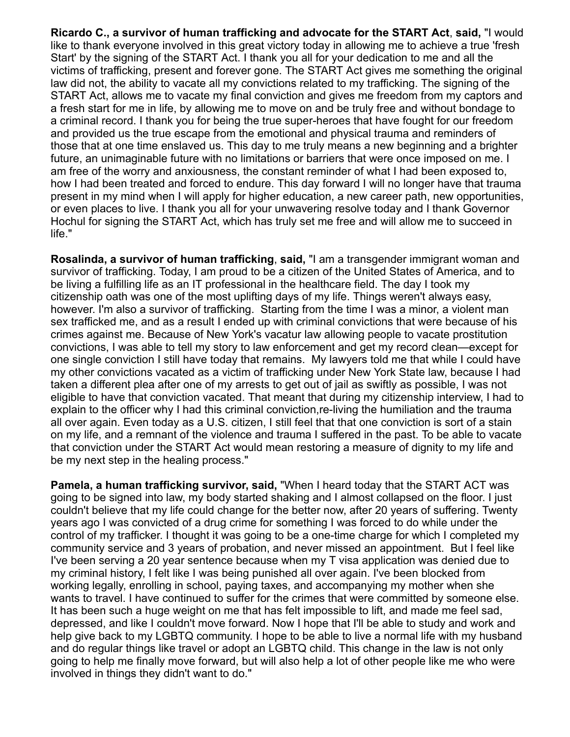**Ricardo C., a survivor of human trafficking and advocate for the START Act**, **said,** "I would like to thank everyone involved in this great victory today in allowing me to achieve a true 'fresh Start' by the signing of the START Act. I thank you all for your dedication to me and all the victims of trafficking, present and forever gone. The START Act gives me something the original law did not, the ability to vacate all my convictions related to my trafficking. The signing of the START Act, allows me to vacate my final conviction and gives me freedom from my captors and a fresh start for me in life, by allowing me to move on and be truly free and without bondage to a criminal record. I thank you for being the true super-heroes that have fought for our freedom and provided us the true escape from the emotional and physical trauma and reminders of those that at one time enslaved us. This day to me truly means a new beginning and a brighter future, an unimaginable future with no limitations or barriers that were once imposed on me. I am free of the worry and anxiousness, the constant reminder of what I had been exposed to, how I had been treated and forced to endure. This day forward I will no longer have that trauma present in my mind when I will apply for higher education, a new career path, new opportunities, or even places to live. I thank you all for your unwavering resolve today and I thank Governor Hochul for signing the START Act, which has truly set me free and will allow me to succeed in life."

**Rosalinda, a survivor of human trafficking**, **said,** "I am a transgender immigrant woman and survivor of trafficking. Today, I am proud to be a citizen of the United States of America, and to be living a fulfilling life as an IT professional in the healthcare field. The day I took my citizenship oath was one of the most uplifting days of my life. Things weren't always easy, however. I'm also a survivor of trafficking. Starting from the time I was a minor, a violent man sex trafficked me, and as a result I ended up with criminal convictions that were because of his crimes against me. Because of New York's vacatur law allowing people to vacate prostitution convictions, I was able to tell my story to law enforcement and get my record clean—except for one single conviction I still have today that remains. My lawyers told me that while I could have my other convictions vacated as a victim of trafficking under New York State law, because I had taken a different plea after one of my arrests to get out of jail as swiftly as possible, I was not eligible to have that conviction vacated. That meant that during my citizenship interview, I had to explain to the officer why I had this criminal conviction,re-living the humiliation and the trauma all over again. Even today as a U.S. citizen, I still feel that that one conviction is sort of a stain on my life, and a remnant of the violence and trauma I suffered in the past. To be able to vacate that conviction under the START Act would mean restoring a measure of dignity to my life and be my next step in the healing process."

**Pamela, a human trafficking survivor, said,** "When I heard today that the START ACT was going to be signed into law, my body started shaking and I almost collapsed on the floor. I just couldn't believe that my life could change for the better now, after 20 years of suffering. Twenty years ago I was convicted of a drug crime for something I was forced to do while under the control of my trafficker. I thought it was going to be a one-time charge for which I completed my community service and 3 years of probation, and never missed an appointment. But I feel like I've been serving a 20 year sentence because when my T visa application was denied due to my criminal history, I felt like I was being punished all over again. I've been blocked from working legally, enrolling in school, paying taxes, and accompanying my mother when she wants to travel. I have continued to suffer for the crimes that were committed by someone else. It has been such a huge weight on me that has felt impossible to lift, and made me feel sad, depressed, and like I couldn't move forward. Now I hope that I'll be able to study and work and help give back to my LGBTQ community. I hope to be able to live a normal life with my husband and do regular things like travel or adopt an LGBTQ child. This change in the law is not only going to help me finally move forward, but will also help a lot of other people like me who were involved in things they didn't want to do."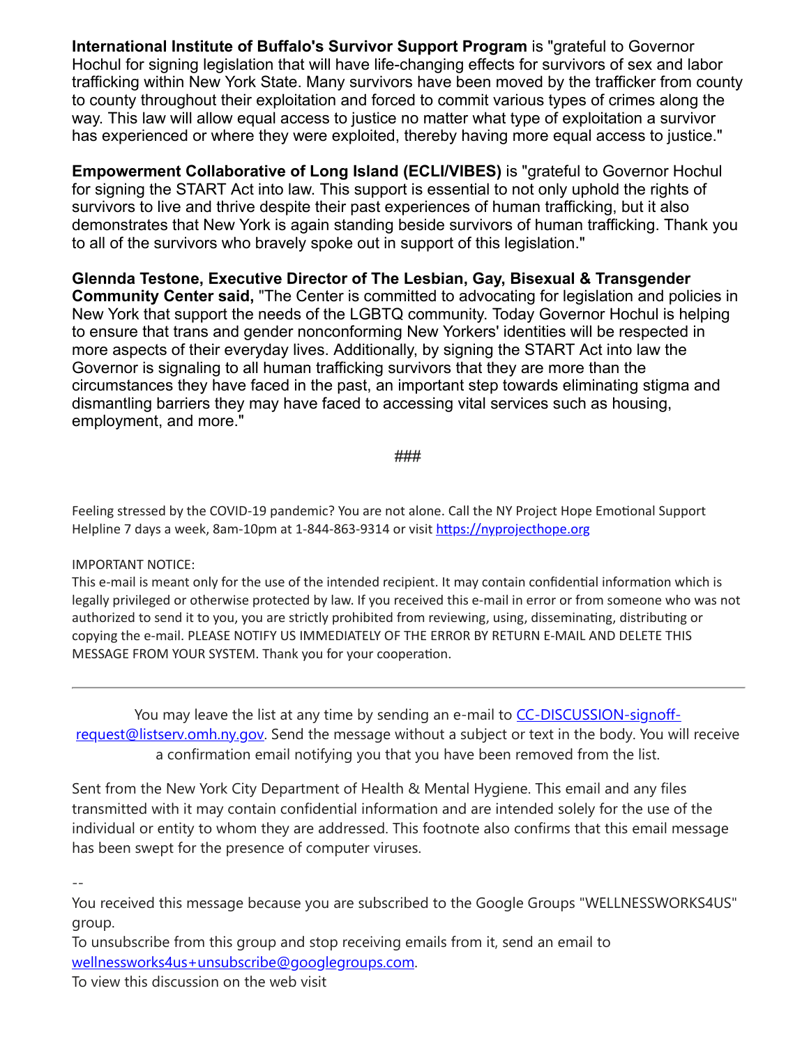**International Institute of Buffalo's Survivor Support Program** is "grateful to Governor Hochul for signing legislation that will have life-changing effects for survivors of sex and labor trafficking within New York State. Many survivors have been moved by the trafficker from county to county throughout their exploitation and forced to commit various types of crimes along the way. This law will allow equal access to justice no matter what type of exploitation a survivor has experienced or where they were exploited, thereby having more equal access to justice."

**Empowerment Collaborative of Long Island (ECLI/VIBES)** is "grateful to Governor Hochul for signing the START Act into law. This support is essential to not only uphold the rights of survivors to live and thrive despite their past experiences of human trafficking, but it also demonstrates that New York is again standing beside survivors of human trafficking. Thank you to all of the survivors who bravely spoke out in support of this legislation."

**Glennda Testone, Executive Director of The Lesbian, Gay, Bisexual & Transgender Community Center said,** "The Center is committed to advocating for legislation and policies in New York that support the needs of the LGBTQ community. Today Governor Hochul is helping to ensure that trans and gender nonconforming New Yorkers' identities will be respected in more aspects of their everyday lives. Additionally, by signing the START Act into law the Governor is signaling to all human trafficking survivors that they are more than the circumstances they have faced in the past, an important step towards eliminating stigma and dismantling barriers they may have faced to accessing vital services such as housing, employment, and more."

###

Feeling stressed by the COVID-19 pandemic? You are not alone. Call the NY Project Hope Emotional Support Helpline 7 days a week, 8am-10pm at 1-844-863-9314 or visit https://nyprojecthope.org

IMPORTANT NOTICE:
This e-mail is meant only for the use of the intended recipient. It may contain confidential information which is legally privileged or otherwise protected by law. If you received this e-mail in error or from someone who was not authorized to send it to you, you are strictly prohibited from reviewing, using, disseminating, distributing or copying the e-mail. PLEASE NOTIFY US IMMEDIATELY OF THE ERROR BY RETURN E-MAIL AND DELETE THIS MESSAGE FROM YOUR SYSTEM. Thank you for your cooperation.

---

You may leave the list at any time by sending an e-mail to CC-DISCUSSION-signoff-request@listserv.omh.ny.gov. Send the message without a subject or text in the body. You will receive a confirmation email notifying you that you have been removed from the list.

Sent from the New York City Department of Health & Mental Hygiene. This email and any files transmitted with it may contain confidential information and are intended solely for the use of the individual or entity to whom they are addressed. This footnote also confirms that this email message has been swept for the presence of computer viruses.

--
You received this message because you are subscribed to the Google Groups "WELLNESSWORKS4US" group.
To unsubscribe from this group and stop receiving emails from it, send an email to wellnessworks4us+unsubscribe@googlegroups.com.
To view this discussion on the web visit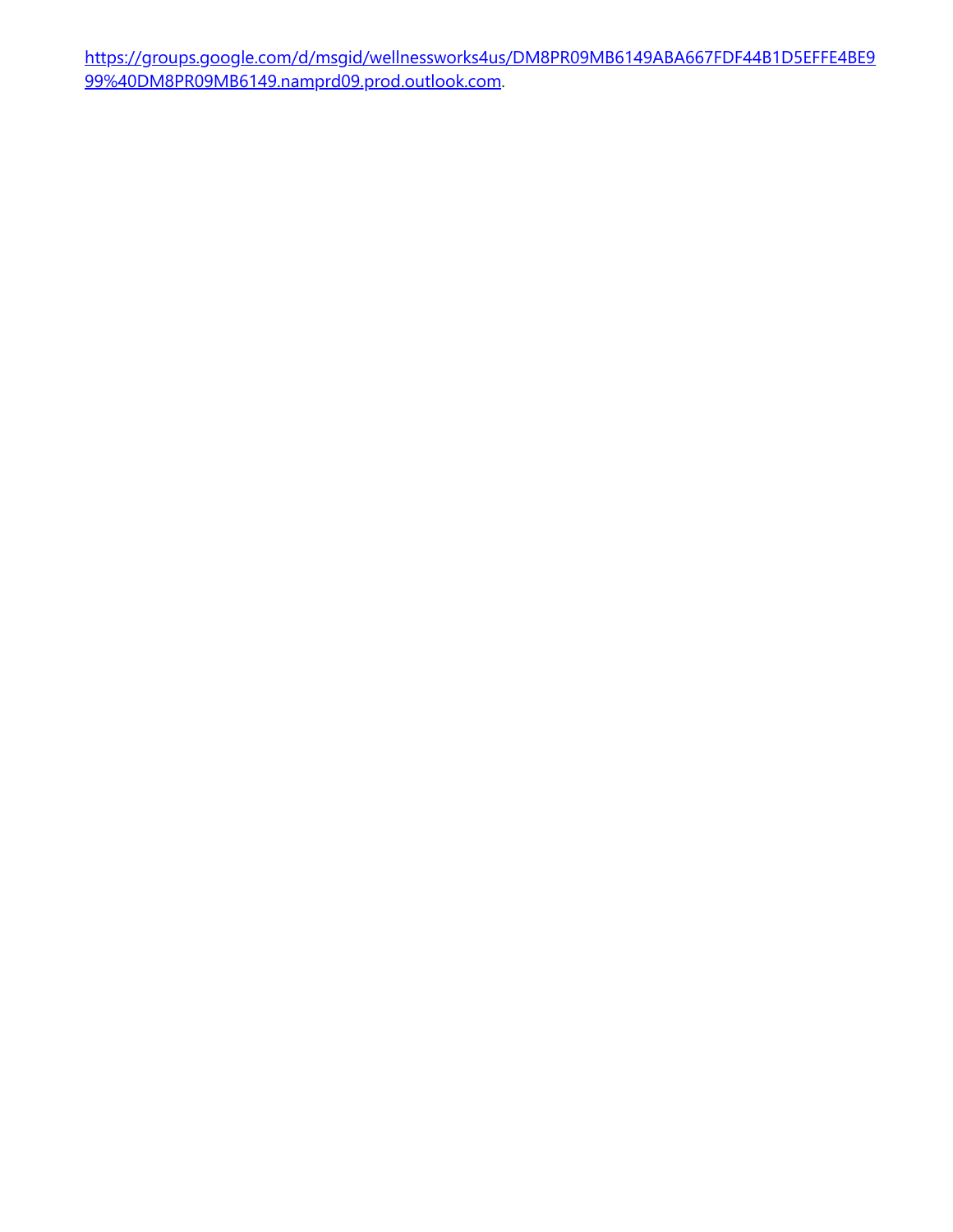[https://groups.google.com/d/msgid/wellnessworks4us/DM8PR09MB6149ABA667FDF44B1D5EFFE4BE999%40DM8PR09MB6149.namprd09.prod.outlook.com](https://groups.google.com/d/msgid/wellnessworks4us/DM8PR09MB6149ABA667FDF44B1D5EFFE4BE999%40DM8PR09MB6149.namprd09.prod.outlook.com).